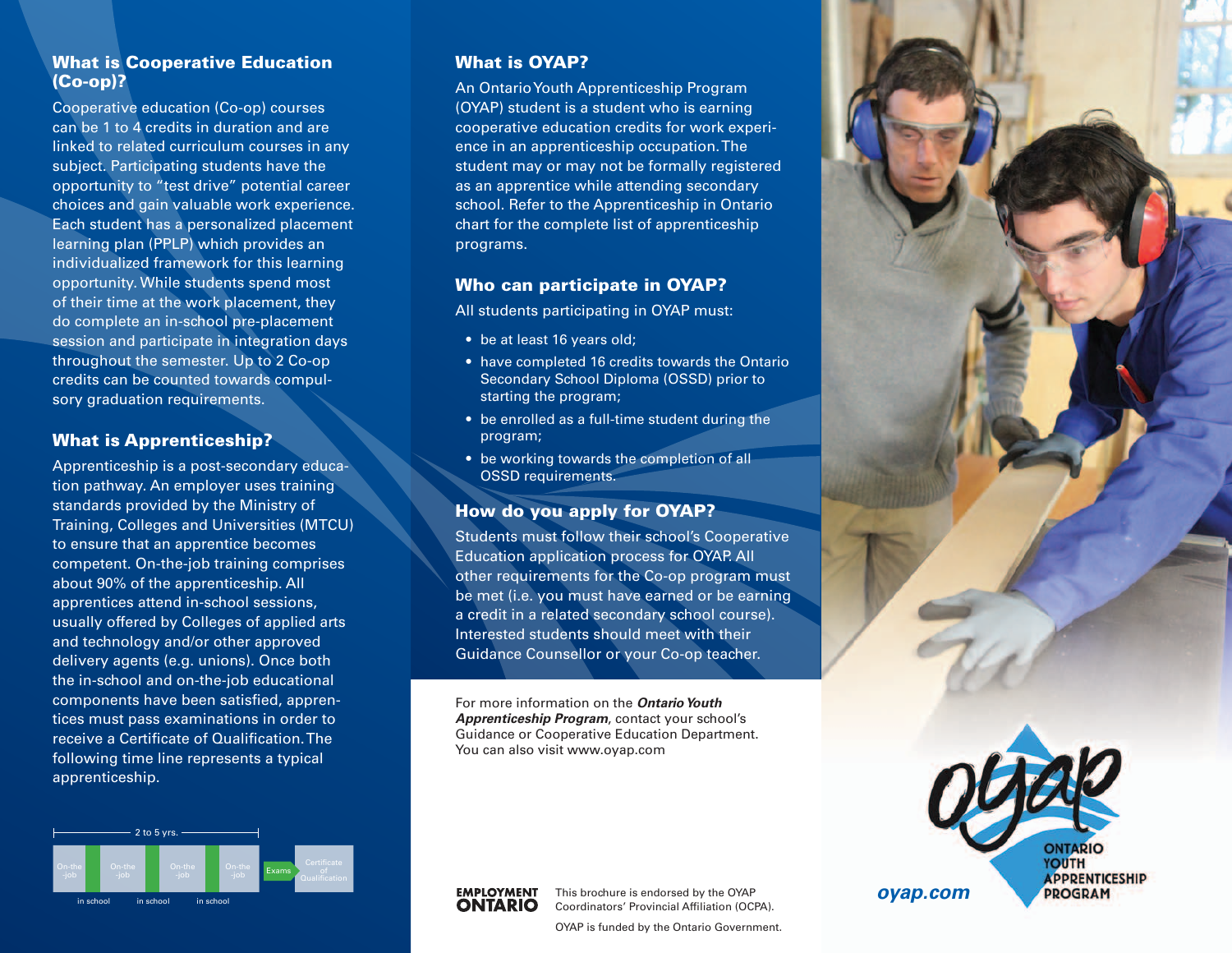## What is Cooperative Education (Co-op)?

Cooperative education (Co-op) courses can be 1 to 4 credits in duration and are linked to related curriculum courses in any subject. Participating students have the opportunity to "test drive" potential career choices and gain valuable work experience. Each student has a personalized placement learning plan (PPLP) which provides an individualized framework for this learning opportunity. While students spend most of their time at the work placement, they do complete an in-school pre-placement session and participate in integration days throughout the semester. Up to 2 Co-op credits can be counted towards compulsory graduation requirements.

## What is Apprenticeship?

Apprenticeship is a post-secondary education pathway. An employer uses training standards provided by the Ministry of Training, Colleges and Universities (MTCU) to ensure that an apprentice becomes competent. On-the-job training comprises about 90% of the apprenticeship. All apprentices attend in-school sessions, usually offered by Colleges of applied arts and technology and/or other approved delivery agents (e.g. unions). Once both the in-school and on-the-job educational components have been satisfied, apprentices must pass examinations in order to receive a Certificate of Qualification. The following time line represents a typical apprenticeship.

2 to 5 yrs.

On-the-job → in school → On-the-job → in school → On-the-job → in school → On-the-job → Exams → Certificate of Qualification

## What is OYAP?

An Ontario Youth Apprenticeship Program (OYAP) student is a student who is earning cooperative education credits for work experience in an apprenticeship occupation. The student may or may not be formally registered as an apprentice while attending secondary school. Refer to the Apprenticeship in Ontario chart for the complete list of apprenticeship programs.

## Who can participate in OYAP?

All students participating in OYAP must:

- be at least 16 years old;
- have completed 16 credits towards the Ontario Secondary School Diploma (OSSD) prior to starting the program;
- be enrolled as a full-time student during the program;
- be working towards the completion of all OSSD requirements.

## How do you apply for OYAP?

Students must follow their school's Cooperative Education application process for OYAP. All other requirements for the Co-op program must be met (i.e. you must have earned or be earning a credit in a related secondary school course). Interested students should meet with their Guidance Counsellor or your Co-op teacher.

For more information on the ***Ontario Youth Apprenticeship Program***, contact your school's Guidance or Cooperative Education Department. You can also visit www.oyap.com

**EMPLOYMENT ONTARIO**

This brochure is endorsed by the OYAP Coordinators' Provincial Affiliation (OCPA).

OYAP is funded by the Ontario Government.

oyap.com

ONTARIO YOUTH APPRENTICESHIP PROGRAM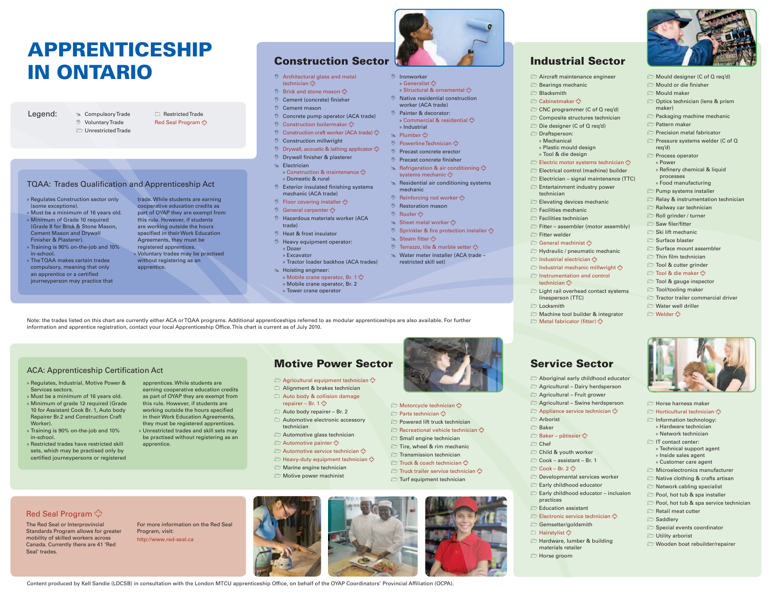# APPRENTICESHIP IN ONTARIO

**Legend:**

- Compulsory Trade
- Voluntary Trade
- Unrestricted Trade
- Restricted Trade
- Red Seal Program ✣

## TQAA: Trades Qualification and Apprenticeship Act

- Regulates Construction sector only (some exceptions).
- Must be a minimum of 16 years old.
- Minimum of Grade 10 required (Grade 8 for Brick & Stone Mason, Cement Mason and Drywall Finisher & Plasterer).
- Training is 90% on-the-job and 10% in-school.
- The TQAA makes certain trades compulsory, meaning that only an apprentice or a certified journeyperson may practice that trade. While students are earning cooperative education credits as part of OYAP they are exempt from this rule. However, if students are working outside the hours specified in their Work Education Agreements, they must be registered apprentices.
- Voluntary trades may be practised without registering as an apprentice.

## Construction Sector

- Architectural glass and metal technician ✣
- Brick and stone mason ✣
- Cement (concrete) finisher
- Cement mason
- Concrete pump operator (ACA trade)
- Construction boilermaker ✣
- Construction craft worker (ACA trade) ✣
- Construction millwright
- Drywall, acoustic & lathing applicator ✣
- Drywall finisher & plasterer
- Electrician
  - Construction & maintenance ✣
  - Domestic & rural
- Exterior insulated finishing systems mechanic (ACA trade)
- Floor covering installer ✣
- General carpenter ✣
- Hazardous materials worker (ACA trade)
- Heat & frost insulator
- Heavy equipment operator:
  - Dozer
  - Excavator
  - Tractor loader backhoe (ACA trades)
- Hoisting engineer:
  - Mobile crane operator, Br. 1 ✣
  - Mobile crane operator, Br. 2
  - Tower crane operator
- Ironworker
  - Generalist ✣
  - Structural & ornamental ✣
- Native residential construction worker (ACA trade)
- Painter & decorator:
  - Commercial & residential ✣
  - Industrial
- Plumber ✣
- Powerline Technician ✣
- Precast concrete erector
- Precast concrete finisher
- Refrigeration & air conditioning systems mechanic ✣
- Residential air conditioning systems mechanic
- Reinforcing rod worker ✣
- Restoration mason
- Roofer ✣
- Sheet metal worker ✣
- Sprinkler & fire protection installer ✣
- Steam fitter ✣
- Terrazzo, tile & marble setter ✣
- Water meter installer (ACA trade – restricted skill set)

## Industrial Sector

- Aircraft maintenance engineer
- Bearings mechanic
- Blacksmith
- Cabinetmaker ✣
- CNC programmer (C of Q req'd)
- Composite structures technician
- Die designer (C of Q req'd)
- Draftsperson:
  - Mechanical
  - Plastic mould design
  - Tool & die design
- Electric motor systems technician ✣
- Electrical control (machine) builder
- Electrician – signal maintenance (TTC)
- Entertainment industry power technician
- Elevating devices mechanic
- Facilities mechanic
- Facilities technician
- Fitter – assembler (motor assembly)
- Fitter welder
- General machinist ✣
- Hydraulic / pneumatic mechanic
- Industrial electrician ✣
- Industrial mechanic millwright ✣
- Instrumentation and control technician ✣
- Light rail overhead contact systems linesperson (TTC)
- Locksmith
- Machine tool builder & integrator
- Metal fabricator (fitter) ✣
- Mould designer (C of Q req'd)
- Mould or die finisher
- Mould maker
- Optics technician (lens & prism maker)
- Packaging machine mechanic
- Pattern maker
- Precision metal fabricator
- Pressure systems welder (C of Q req'd)
- Process operator
  - Power
  - Refinery chemical & liquid processes
  - Food manufacturing
- Pump systems installer
- Relay & instrumentation technician
- Railway car technician
- Roll grinder / turner
- Saw filer/fitter
- Ski lift mechanic
- Surface blaster
- Surface mount assembler
- Thin film technician
- Tool & cutter grinder
- Tool & die maker ✣
- Tool & gauge inspector
- Tool/tooling maker
- Tractor trailer commercial driver
- Water well driller
- Welder ✣

Note: the trades listed on this chart are currently either ACA or TQAA programs. Additional apprenticeships referred to as modular apprenticeships are also available. For further information and apprentice registration, contact your local Apprenticeship Office. This chart is current as of July 2010.

## ACA: Apprenticeship Certification Act

- Regulates, Industrial, Motive Power & Services sectors.
- Must be a minimum of 16 years old.
- Minimum of grade 12 required (Grade 10 for Assistant Cook Br. 1, Auto body Repairer Br.2 and Construction Craft Worker).
- Training is 90% on-the-job and 10% in-school.
- Restricted trades have restricted skill sets, which may be practised only by certified journeypersons or registered apprentices. While students are earning cooperative education credits as part of OYAP they are exempt from this rule. However, if students are working outside the hours specified in their Work Education Agreements, they must be registered apprentices.
- Unrestricted trades and skill sets may be practised without registering as an apprentice.

## Motive Power Sector

- Agricultural equipment technician ✣
- Alignment & brakes technician
- Auto body & collision damage repairer – Br. 1 ✣
- Auto body repairer – Br. 2
- Automotive electronic accessory technician
- Automotive glass technician
- Automotive painter ✣
- Automotive service technician ✣
- Heavy-duty equipment technician ✣
- Marine engine technician
- Motive power machinist
- Motorcycle technician ✣
- Parts technician ✣
- Powered lift truck technician
- Recreational vehicle technician ✣
- Small engine technician
- Tire, wheel & rim mechanic
- Transmission technician
- Truck & coach technician ✣
- Truck trailer service technician ✣
- Turf equipment technician

## Service Sector

- Aboriginal early childhood educator
- Agricultural – Dairy herdsperson
- Agricultural – Fruit grower
- Agricultural – Swine herdsperson
- Appliance service technician ✣
- Arborist
- Baker
- Baker – pâtissier ✣
- Chef
- Child & youth worker
- Cook – assistant – Br. 1
- Cook – Br. 2 ✣
- Developmental services worker
- Early childhood educator
- Early childhood educator – inclusion practices
- Education assistant
- Electronic service technician ✣
- Gemsetter/goldsmith
- Hairstylist ✣
- Hardware, lumber & building materials retailer
- Horse groom
- Horse harness maker
- Horticultural technician ✣
- Information technology:
  - Hardware technician
  - Network technician
- IT contact center:
  - Technical support agent
  - Inside sales agent
  - Customer care agent
- Microelectronics manufacturer
- Native clothing & crafts artisan
- Network cabling specialist
- Pool, hot tub & spa installer
- Pool, hot tub & spa service technician
- Retail meat cutter
- Saddlery
- Special events coordinator
- Utility arborist
- Wooden boat rebuilder/repairer

## Red Seal Program ✣

The Red Seal or Interprovincial Standards Program allows for greater mobility of skilled workers across Canada. Currently there are 41 'Red Seal' trades.

For more information on the Red Seal Program, visit:
http://www.red-seal.ca

Content produced by Kell Sandie (LDCSB) in consultation with the London MTCU apprenticeship Office, on behalf of the OYAP Coordinators' Provincial Affiliation (OCPA).